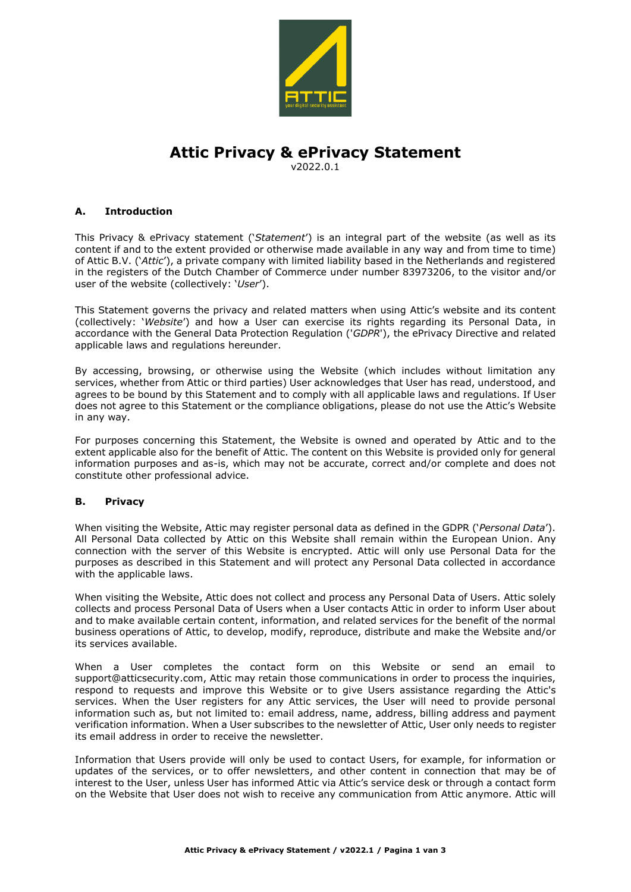# Attic Privacy & ePrivacy Statement

v2022.0.1

## A. Introduction

This Privacy & ePrivacy statement ('*Statement*') is an integral part of the website (as well as its content if and to the extent provided or otherwise made available in any way and from time to time) of Attic B.V. ('*Attic*'), a private company with limited liability based in the Netherlands and registered in the registers of the Dutch Chamber of Commerce under number 83973206, to the visitor and/or user of the website (collectively: '*User*').

This Statement governs the privacy and related matters when using Attic's website and its content (collectively: '*Website*') and how a User can exercise its rights regarding its Personal Data, in accordance with the General Data Protection Regulation ('*GDPR*'), the ePrivacy Directive and related applicable laws and regulations hereunder.

By accessing, browsing, or otherwise using the Website (which includes without limitation any services, whether from Attic or third parties) User acknowledges that User has read, understood, and agrees to be bound by this Statement and to comply with all applicable laws and regulations. If User does not agree to this Statement or the compliance obligations, please do not use the Attic's Website in any way.

For purposes concerning this Statement, the Website is owned and operated by Attic and to the extent applicable also for the benefit of Attic. The content on this Website is provided only for general information purposes and as-is, which may not be accurate, correct and/or complete and does not constitute other professional advice.

## B. Privacy

When visiting the Website, Attic may register personal data as defined in the GDPR ('*Personal Data*'). All Personal Data collected by Attic on this Website shall remain within the European Union. Any connection with the server of this Website is encrypted. Attic will only use Personal Data for the purposes as described in this Statement and will protect any Personal Data collected in accordance with the applicable laws.

When visiting the Website, Attic does not collect and process any Personal Data of Users. Attic solely collects and process Personal Data of Users when a User contacts Attic in order to inform User about and to make available certain content, information, and related services for the benefit of the normal business operations of Attic, to develop, modify, reproduce, distribute and make the Website and/or its services available.

When a User completes the contact form on this Website or send an email to support@atticsecurity.com, Attic may retain those communications in order to process the inquiries, respond to requests and improve this Website or to give Users assistance regarding the Attic's services. When the User registers for any Attic services, the User will need to provide personal information such as, but not limited to: email address, name, address, billing address and payment verification information. When a User subscribes to the newsletter of Attic, User only needs to register its email address in order to receive the newsletter.

Information that Users provide will only be used to contact Users, for example, for information or updates of the services, or to offer newsletters, and other content in connection that may be of interest to the User, unless User has informed Attic via Attic's service desk or through a contact form on the Website that User does not wish to receive any communication from Attic anymore. Attic will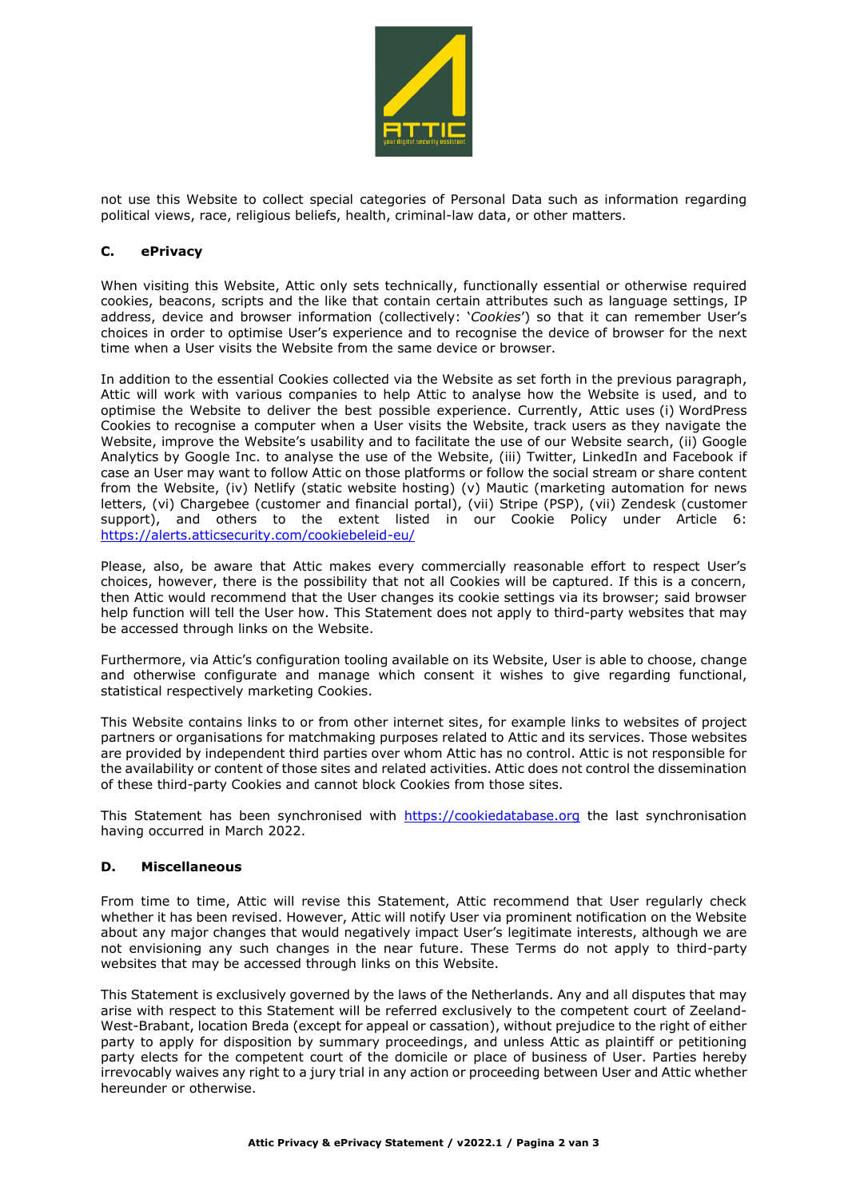not use this Website to collect special categories of Personal Data such as information regarding political views, race, religious beliefs, health, criminal-law data, or other matters.

## C. ePrivacy

When visiting this Website, Attic only sets technically, functionally essential or otherwise required cookies, beacons, scripts and the like that contain certain attributes such as language settings, IP address, device and browser information (collectively: '*Cookies*') so that it can remember User's choices in order to optimise User's experience and to recognise the device of browser for the next time when a User visits the Website from the same device or browser.

In addition to the essential Cookies collected via the Website as set forth in the previous paragraph, Attic will work with various companies to help Attic to analyse how the Website is used, and to optimise the Website to deliver the best possible experience. Currently, Attic uses (i) WordPress Cookies to recognise a computer when a User visits the Website, track users as they navigate the Website, improve the Website's usability and to facilitate the use of our Website search, (ii) Google Analytics by Google Inc. to analyse the use of the Website, (iii) Twitter, LinkedIn and Facebook if case an User may want to follow Attic on those platforms or follow the social stream or share content from the Website, (iv) Netlify (static website hosting) (v) Mautic (marketing automation for news letters, (vi) Chargebee (customer and financial portal), (vii) Stripe (PSP), (vii) Zendesk (customer support), and others to the extent listed in our Cookie Policy under Article 6: https://alerts.atticsecurity.com/cookiebeleid-eu/

Please, also, be aware that Attic makes every commercially reasonable effort to respect User's choices, however, there is the possibility that not all Cookies will be captured. If this is a concern, then Attic would recommend that the User changes its cookie settings via its browser; said browser help function will tell the User how. This Statement does not apply to third-party websites that may be accessed through links on the Website.

Furthermore, via Attic's configuration tooling available on its Website, User is able to choose, change and otherwise configurate and manage which consent it wishes to give regarding functional, statistical respectively marketing Cookies.

This Website contains links to or from other internet sites, for example links to websites of project partners or organisations for matchmaking purposes related to Attic and its services. Those websites are provided by independent third parties over whom Attic has no control. Attic is not responsible for the availability or content of those sites and related activities. Attic does not control the dissemination of these third-party Cookies and cannot block Cookies from those sites.

This Statement has been synchronised with https://cookiedatabase.org the last synchronisation having occurred in March 2022.

## D. Miscellaneous

From time to time, Attic will revise this Statement, Attic recommend that User regularly check whether it has been revised. However, Attic will notify User via prominent notification on the Website about any major changes that would negatively impact User's legitimate interests, although we are not envisioning any such changes in the near future. These Terms do not apply to third-party websites that may be accessed through links on this Website.

This Statement is exclusively governed by the laws of the Netherlands. Any and all disputes that may arise with respect to this Statement will be referred exclusively to the competent court of Zeeland-West-Brabant, location Breda (except for appeal or cassation), without prejudice to the right of either party to apply for disposition by summary proceedings, and unless Attic as plaintiff or petitioning party elects for the competent court of the domicile or place of business of User. Parties hereby irrevocably waives any right to a jury trial in any action or proceeding between User and Attic whether hereunder or otherwise.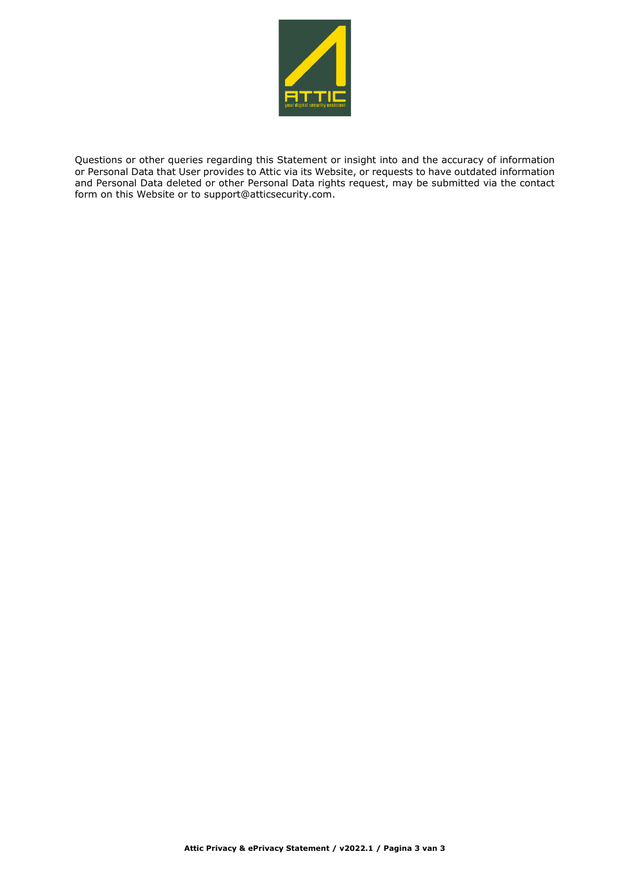Questions or other queries regarding this Statement or insight into and the accuracy of information or Personal Data that User provides to Attic via its Website, or requests to have outdated information and Personal Data deleted or other Personal Data rights request, may be submitted via the contact form on this Website or to support@atticsecurity.com.